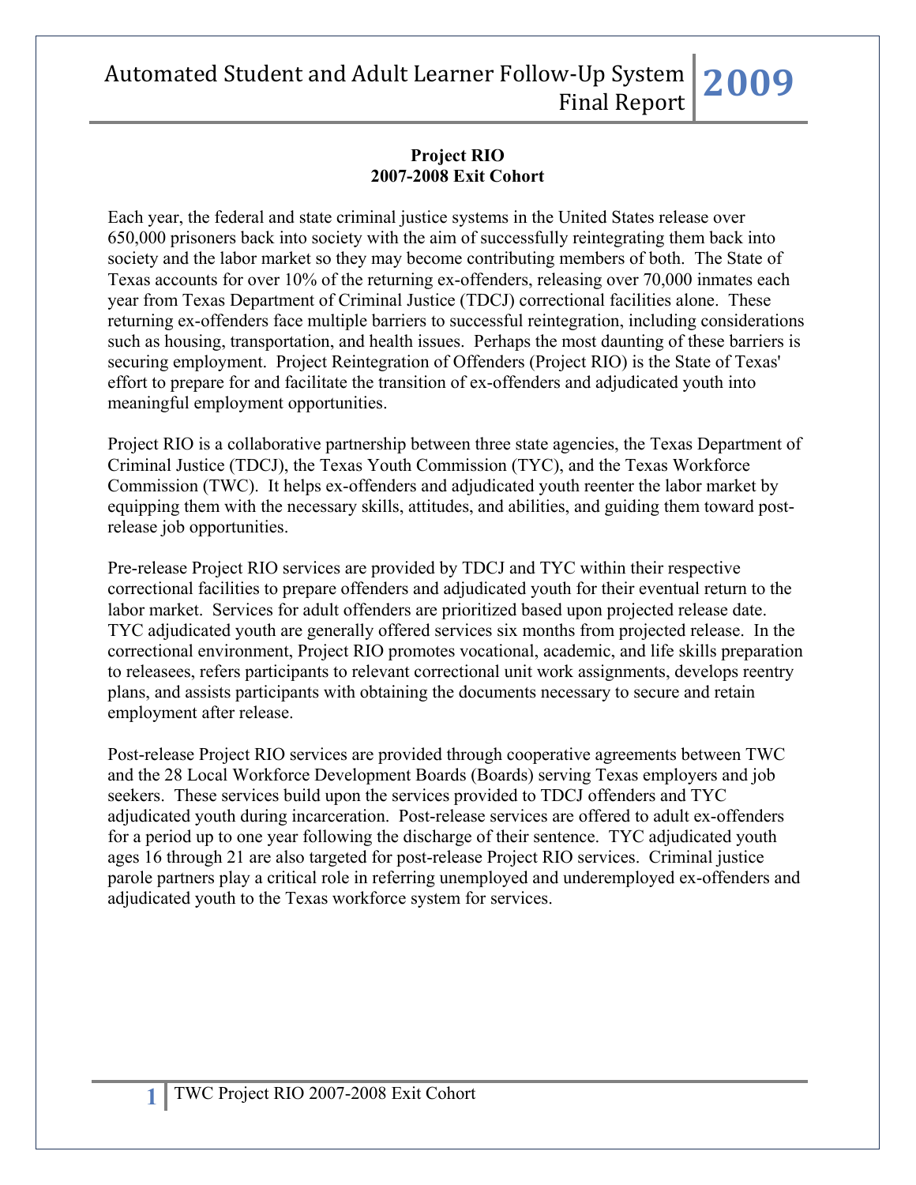# Project RIO
## 2007-2008 Exit Cohort

Each year, the federal and state criminal justice systems in the United States release over 650,000 prisoners back into society with the aim of successfully reintegrating them back into society and the labor market so they may become contributing members of both. The State of Texas accounts for over 10% of the returning ex-offenders, releasing over 70,000 inmates each year from Texas Department of Criminal Justice (TDCJ) correctional facilities alone. These returning ex-offenders face multiple barriers to successful reintegration, including considerations such as housing, transportation, and health issues. Perhaps the most daunting of these barriers is securing employment. Project Reintegration of Offenders (Project RIO) is the State of Texas' effort to prepare for and facilitate the transition of ex-offenders and adjudicated youth into meaningful employment opportunities.

Project RIO is a collaborative partnership between three state agencies, the Texas Department of Criminal Justice (TDCJ), the Texas Youth Commission (TYC), and the Texas Workforce Commission (TWC). It helps ex-offenders and adjudicated youth reenter the labor market by equipping them with the necessary skills, attitudes, and abilities, and guiding them toward post-release job opportunities.

Pre-release Project RIO services are provided by TDCJ and TYC within their respective correctional facilities to prepare offenders and adjudicated youth for their eventual return to the labor market. Services for adult offenders are prioritized based upon projected release date. TYC adjudicated youth are generally offered services six months from projected release. In the correctional environment, Project RIO promotes vocational, academic, and life skills preparation to releasees, refers participants to relevant correctional unit work assignments, develops reentry plans, and assists participants with obtaining the documents necessary to secure and retain employment after release.

Post-release Project RIO services are provided through cooperative agreements between TWC and the 28 Local Workforce Development Boards (Boards) serving Texas employers and job seekers. These services build upon the services provided to TDCJ offenders and TYC adjudicated youth during incarceration. Post-release services are offered to adult ex-offenders for a period up to one year following the discharge of their sentence. TYC adjudicated youth ages 16 through 21 are also targeted for post-release Project RIO services. Criminal justice parole partners play a critical role in referring unemployed and underemployed ex-offenders and adjudicated youth to the Texas workforce system for services.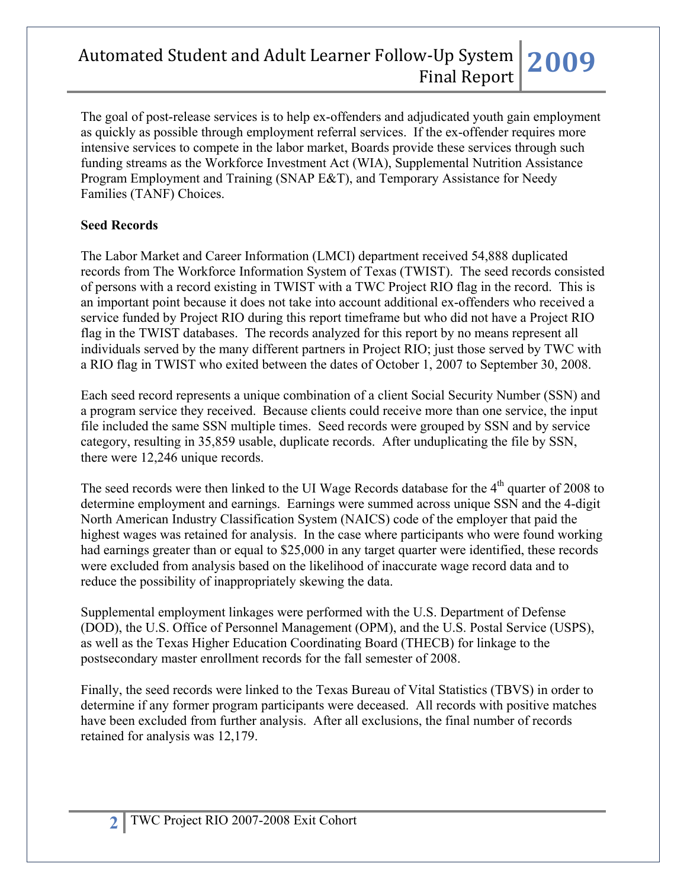The goal of post-release services is to help ex-offenders and adjudicated youth gain employment as quickly as possible through employment referral services. If the ex-offender requires more intensive services to compete in the labor market, Boards provide these services through such funding streams as the Workforce Investment Act (WIA), Supplemental Nutrition Assistance Program Employment and Training (SNAP E&T), and Temporary Assistance for Needy Families (TANF) Choices.

**Seed Records**

The Labor Market and Career Information (LMCI) department received 54,888 duplicated records from The Workforce Information System of Texas (TWIST). The seed records consisted of persons with a record existing in TWIST with a TWC Project RIO flag in the record. This is an important point because it does not take into account additional ex-offenders who received a service funded by Project RIO during this report timeframe but who did not have a Project RIO flag in the TWIST databases. The records analyzed for this report by no means represent all individuals served by the many different partners in Project RIO; just those served by TWC with a RIO flag in TWIST who exited between the dates of October 1, 2007 to September 30, 2008.

Each seed record represents a unique combination of a client Social Security Number (SSN) and a program service they received. Because clients could receive more than one service, the input file included the same SSN multiple times. Seed records were grouped by SSN and by service category, resulting in 35,859 usable, duplicate records. After unduplicating the file by SSN, there were 12,246 unique records.

The seed records were then linked to the UI Wage Records database for the 4th quarter of 2008 to determine employment and earnings. Earnings were summed across unique SSN and the 4-digit North American Industry Classification System (NAICS) code of the employer that paid the highest wages was retained for analysis. In the case where participants who were found working had earnings greater than or equal to $25,000 in any target quarter were identified, these records were excluded from analysis based on the likelihood of inaccurate wage record data and to reduce the possibility of inappropriately skewing the data.

Supplemental employment linkages were performed with the U.S. Department of Defense (DOD), the U.S. Office of Personnel Management (OPM), and the U.S. Postal Service (USPS), as well as the Texas Higher Education Coordinating Board (THECB) for linkage to the postsecondary master enrollment records for the fall semester of 2008.

Finally, the seed records were linked to the Texas Bureau of Vital Statistics (TBVS) in order to determine if any former program participants were deceased. All records with positive matches have been excluded from further analysis. After all exclusions, the final number of records retained for analysis was 12,179.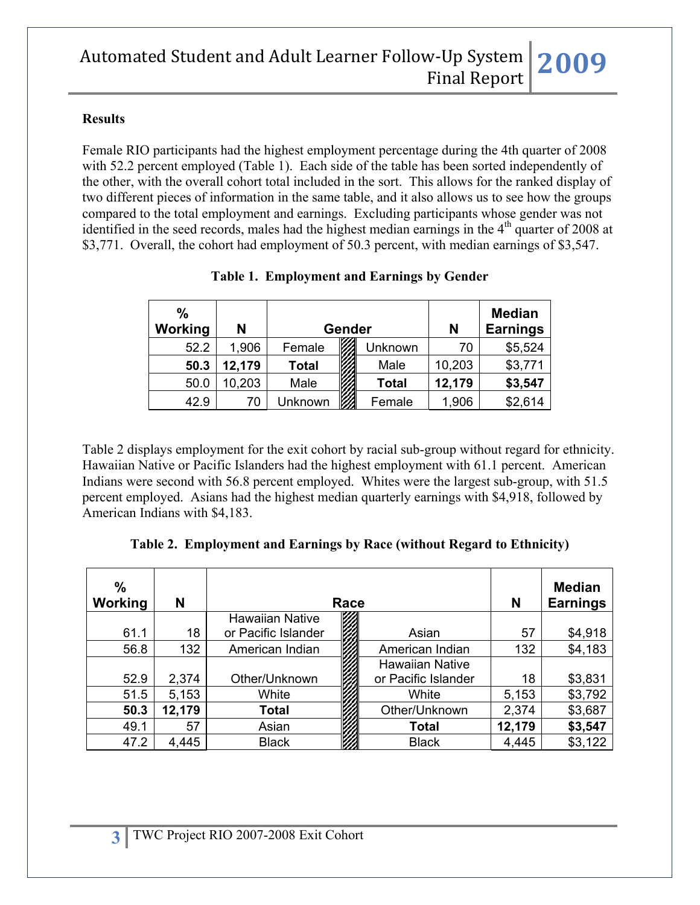**Results**

Female RIO participants had the highest employment percentage during the 4th quarter of 2008 with 52.2 percent employed (Table 1). Each side of the table has been sorted independently of the other, with the overall cohort total included in the sort. This allows for the ranked display of two different pieces of information in the same table, and it also allows us to see how the groups compared to the total employment and earnings. Excluding participants whose gender was not identified in the seed records, males had the highest median earnings in the 4th quarter of 2008 at $3,771. Overall, the cohort had employment of 50.3 percent, with median earnings of $3,547.

**Table 1. Employment and Earnings by Gender**

| % Working | N | Gender | | N | Median Earnings |
|---|---|---|---|---|---|
| 52.2 | 1,906 | Female | Unknown | 70 | $5,524 |
| **50.3** | **12,179** | **Total** | Male | 10,203 | $3,771 |
| 50.0 | 10,203 | Male | **Total** | **12,179** | **$3,547** |
| 42.9 | 70 | Unknown | Female | 1,906 | $2,614 |

Table 2 displays employment for the exit cohort by racial sub-group without regard for ethnicity. Hawaiian Native or Pacific Islanders had the highest employment with 61.1 percent. American Indians were second with 56.8 percent employed. Whites were the largest sub-group, with 51.5 percent employed. Asians had the highest median quarterly earnings with $4,918, followed by American Indians with $4,183.

**Table 2. Employment and Earnings by Race (without Regard to Ethnicity)**

| % Working | N | Race | | N | Median Earnings |
|---|---|---|---|---|---|
| 61.1 | 18 | Hawaiian Native or Pacific Islander | Asian | 57 | $4,918 |
| 56.8 | 132 | American Indian | American Indian | 132 | $4,183 |
| 52.9 | 2,374 | Other/Unknown | Hawaiian Native or Pacific Islander | 18 | $3,831 |
| 51.5 | 5,153 | White | White | 5,153 | $3,792 |
| **50.3** | **12,179** | **Total** | Other/Unknown | 2,374 | $3,687 |
| 49.1 | 57 | Asian | **Total** | **12,179** | **$3,547** |
| 47.2 | 4,445 | Black | Black | 4,445 | $3,122 |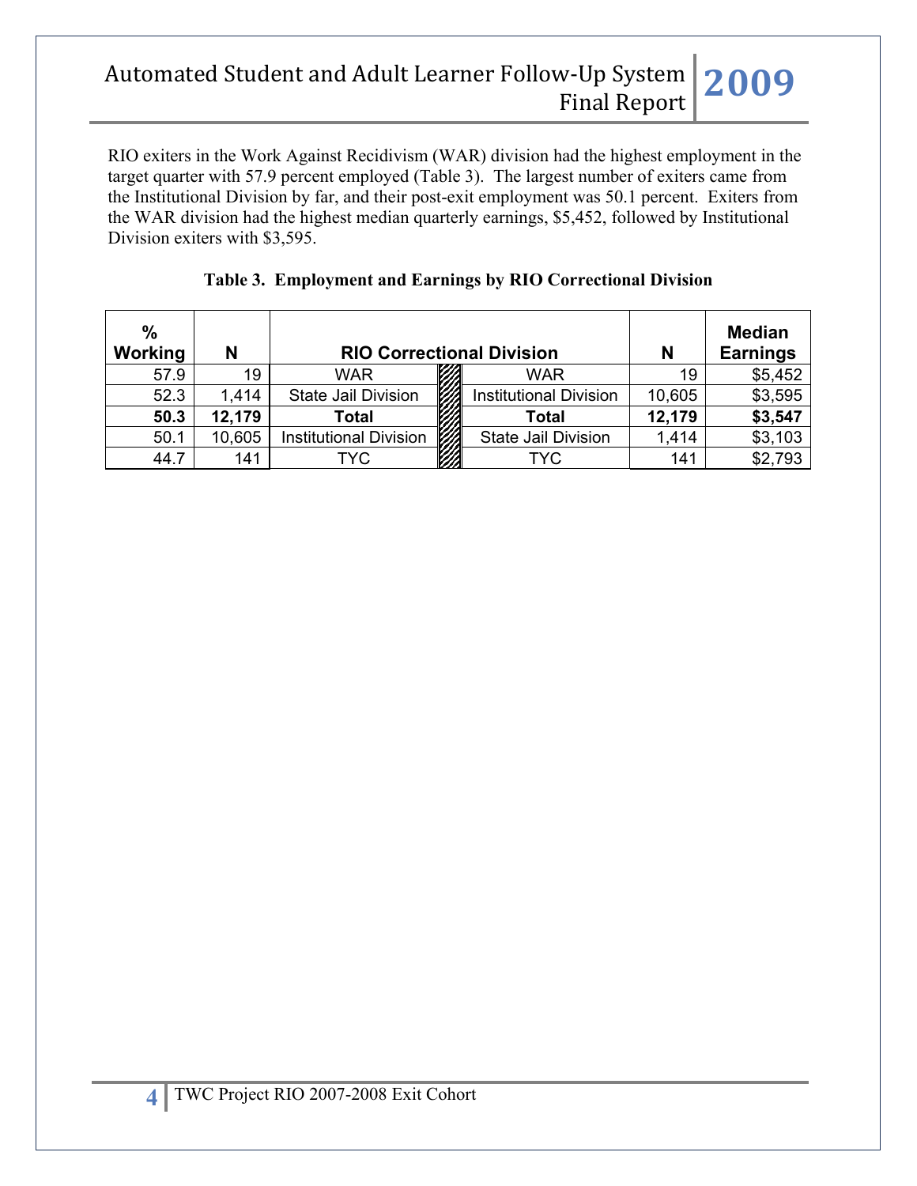RIO exiters in the Work Against Recidivism (WAR) division had the highest employment in the target quarter with 57.9 percent employed (Table 3). The largest number of exiters came from the Institutional Division by far, and their post-exit employment was 50.1 percent. Exiters from the WAR division had the highest median quarterly earnings, $5,452, followed by Institutional Division exiters with $3,595.

**Table 3. Employment and Earnings by RIO Correctional Division**

| % Working | N | RIO Correctional Division | | RIO Correctional Division | N | Median Earnings |
|---|---|---|---|---|---|---|
| 57.9 | 19 | WAR | | WAR | 19 | $5,452 |
| 52.3 | 1,414 | State Jail Division | | Institutional Division | 10,605 | $3,595 |
| **50.3** | **12,179** | **Total** | | **Total** | **12,179** | **$3,547** |
| 50.1 | 10,605 | Institutional Division | | State Jail Division | 1,414 | $3,103 |
| 44.7 | 141 | TYC | | TYC | 141 | $2,793 |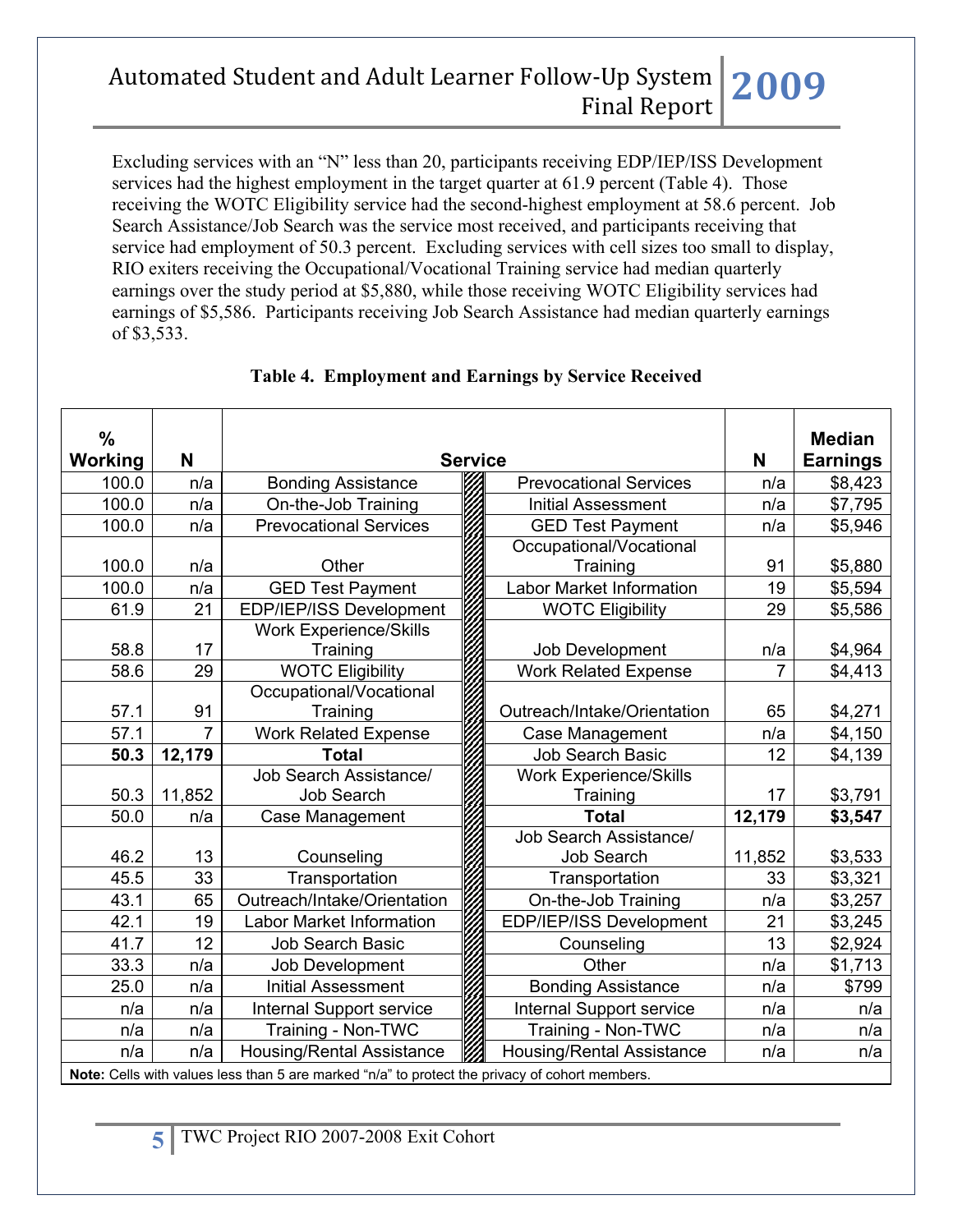Excluding services with an "N" less than 20, participants receiving EDP/IEP/ISS Development services had the highest employment in the target quarter at 61.9 percent (Table 4). Those receiving the WOTC Eligibility service had the second-highest employment at 58.6 percent. Job Search Assistance/Job Search was the service most received, and participants receiving that service had employment of 50.3 percent. Excluding services with cell sizes too small to display, RIO exiters receiving the Occupational/Vocational Training service had median quarterly earnings over the study period at $5,880, while those receiving WOTC Eligibility services had earnings of $5,586. Participants receiving Job Search Assistance had median quarterly earnings of $3,533.

**Table 4. Employment and Earnings by Service Received**

| % Working | N | Service | | N | Median Earnings |
|---|---|---|---|---|---|
| 100.0 | n/a | Bonding Assistance | Prevocational Services | n/a | $8,423 |
| 100.0 | n/a | On-the-Job Training | Initial Assessment | n/a | $7,795 |
| 100.0 | n/a | Prevocational Services | GED Test Payment | n/a | $5,946 |
| 100.0 | n/a | Other | Occupational/Vocational Training | 91 | $5,880 |
| 100.0 | n/a | GED Test Payment | Labor Market Information | 19 | $5,594 |
| 61.9 | 21 | EDP/IEP/ISS Development | WOTC Eligibility | 29 | $5,586 |
| 58.8 | 17 | Work Experience/Skills Training | Job Development | n/a | $4,964 |
| 58.6 | 29 | WOTC Eligibility | Work Related Expense | 7 | $4,413 |
| 57.1 | 91 | Occupational/Vocational Training | Outreach/Intake/Orientation | 65 | $4,271 |
| 57.1 | 7 | Work Related Expense | Case Management | n/a | $4,150 |
| **50.3** | **12,179** | **Total** | Job Search Basic | 12 | $4,139 |
| 50.3 | 11,852 | Job Search Assistance/ Job Search | Work Experience/Skills Training | 17 | $3,791 |
| 50.0 | n/a | Case Management | **Total** | **12,179** | **$3,547** |
| 46.2 | 13 | Counseling | Job Search Assistance/ Job Search | 11,852 | $3,533 |
| 45.5 | 33 | Transportation | Transportation | 33 | $3,321 |
| 43.1 | 65 | Outreach/Intake/Orientation | On-the-Job Training | n/a | $3,257 |
| 42.1 | 19 | Labor Market Information | EDP/IEP/ISS Development | 21 | $3,245 |
| 41.7 | 12 | Job Search Basic | Counseling | 13 | $2,924 |
| 33.3 | n/a | Job Development | Other | n/a | $1,713 |
| 25.0 | n/a | Initial Assessment | Bonding Assistance | n/a | $799 |
| n/a | n/a | Internal Support service | Internal Support service | n/a | n/a |
| n/a | n/a | Training - Non-TWC | Training - Non-TWC | n/a | n/a |
| n/a | n/a | Housing/Rental Assistance | Housing/Rental Assistance | n/a | n/a |

**Note:** Cells with values less than 5 are marked "n/a" to protect the privacy of cohort members.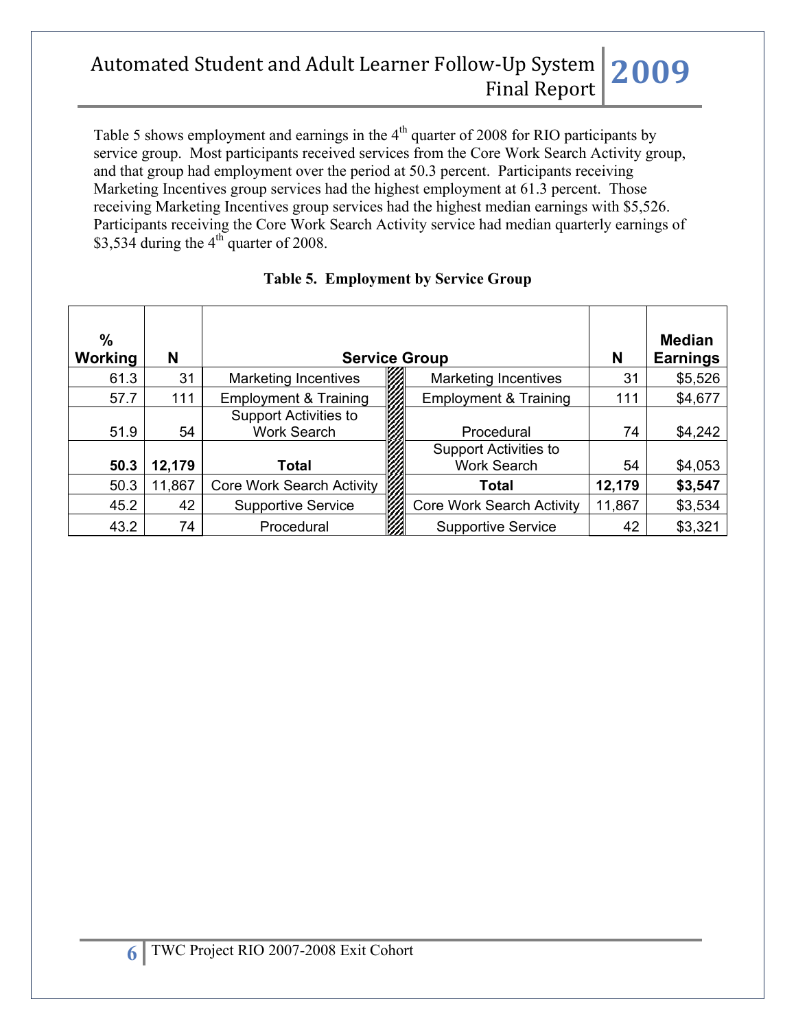Table 5 shows employment and earnings in the 4th quarter of 2008 for RIO participants by service group. Most participants received services from the Core Work Search Activity group, and that group had employment over the period at 50.3 percent. Participants receiving Marketing Incentives group services had the highest employment at 61.3 percent. Those receiving Marketing Incentives group services had the highest median earnings with $5,526. Participants receiving the Core Work Search Activity service had median quarterly earnings of $3,534 during the 4th quarter of 2008.

**Table 5. Employment by Service Group**

| % Working | N | Service Group | Service Group | N | Median Earnings |
|---|---|---|---|---|---|
| 61.3 | 31 | Marketing Incentives | Marketing Incentives | 31 | $5,526 |
| 57.7 | 111 | Employment & Training | Employment & Training | 111 | $4,677 |
| 51.9 | 54 | Support Activities to Work Search | Procedural | 74 | $4,242 |
| **50.3** | **12,179** | **Total** | Support Activities to Work Search | 54 | $4,053 |
| 50.3 | 11,867 | Core Work Search Activity | **Total** | **12,179** | **$3,547** |
| 45.2 | 42 | Supportive Service | Core Work Search Activity | 11,867 | $3,534 |
| 43.2 | 74 | Procedural | Supportive Service | 42 | $3,321 |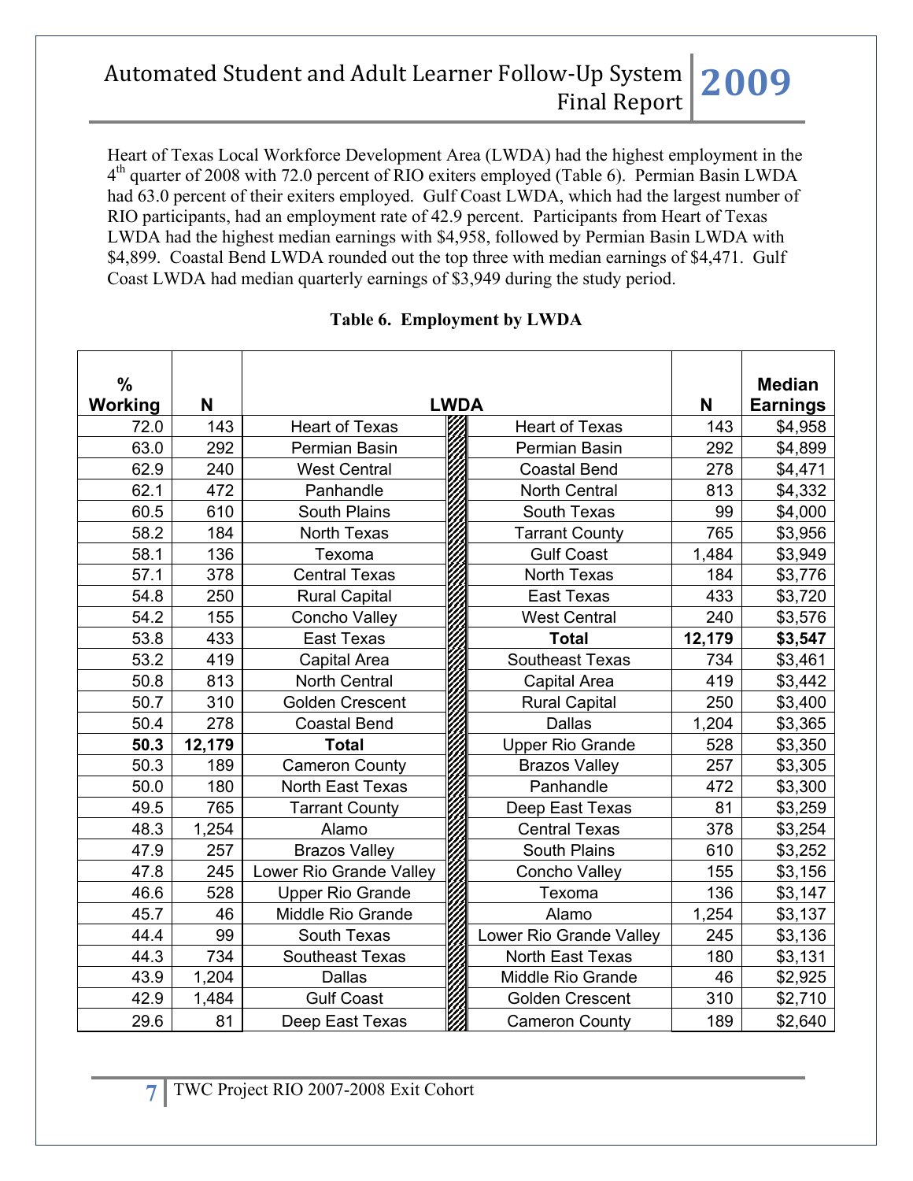Heart of Texas Local Workforce Development Area (LWDA) had the highest employment in the 4th quarter of 2008 with 72.0 percent of RIO exiters employed (Table 6). Permian Basin LWDA had 63.0 percent of their exiters employed. Gulf Coast LWDA, which had the largest number of RIO participants, had an employment rate of 42.9 percent. Participants from Heart of Texas LWDA had the highest median earnings with $4,958, followed by Permian Basin LWDA with $4,899. Coastal Bend LWDA rounded out the top three with median earnings of $4,471. Gulf Coast LWDA had median quarterly earnings of $3,949 during the study period.

**Table 6. Employment by LWDA**

| % Working | N | LWDA | | LWDA | N | Median Earnings |
|---|---|---|---|---|---|---|
| 72.0 | 143 | Heart of Texas | | Heart of Texas | 143 | $4,958 |
| 63.0 | 292 | Permian Basin | | Permian Basin | 292 | $4,899 |
| 62.9 | 240 | West Central | | Coastal Bend | 278 | $4,471 |
| 62.1 | 472 | Panhandle | | North Central | 813 | $4,332 |
| 60.5 | 610 | South Plains | | South Texas | 99 | $4,000 |
| 58.2 | 184 | North Texas | | Tarrant County | 765 | $3,956 |
| 58.1 | 136 | Texoma | | Gulf Coast | 1,484 | $3,949 |
| 57.1 | 378 | Central Texas | | North Texas | 184 | $3,776 |
| 54.8 | 250 | Rural Capital | | East Texas | 433 | $3,720 |
| 54.2 | 155 | Concho Valley | | West Central | 240 | $3,576 |
| 53.8 | 433 | East Texas | | **Total** | **12,179** | **$3,547** |
| 53.2 | 419 | Capital Area | | Southeast Texas | 734 | $3,461 |
| 50.8 | 813 | North Central | | Capital Area | 419 | $3,442 |
| 50.7 | 310 | Golden Crescent | | Rural Capital | 250 | $3,400 |
| 50.4 | 278 | Coastal Bend | | Dallas | 1,204 | $3,365 |
| **50.3** | **12,179** | **Total** | | Upper Rio Grande | 528 | $3,350 |
| 50.3 | 189 | Cameron County | | Brazos Valley | 257 | $3,305 |
| 50.0 | 180 | North East Texas | | Panhandle | 472 | $3,300 |
| 49.5 | 765 | Tarrant County | | Deep East Texas | 81 | $3,259 |
| 48.3 | 1,254 | Alamo | | Central Texas | 378 | $3,254 |
| 47.9 | 257 | Brazos Valley | | South Plains | 610 | $3,252 |
| 47.8 | 245 | Lower Rio Grande Valley | | Concho Valley | 155 | $3,156 |
| 46.6 | 528 | Upper Rio Grande | | Texoma | 136 | $3,147 |
| 45.7 | 46 | Middle Rio Grande | | Alamo | 1,254 | $3,137 |
| 44.4 | 99 | South Texas | | Lower Rio Grande Valley | 245 | $3,136 |
| 44.3 | 734 | Southeast Texas | | North East Texas | 180 | $3,131 |
| 43.9 | 1,204 | Dallas | | Middle Rio Grande | 46 | $2,925 |
| 42.9 | 1,484 | Gulf Coast | | Golden Crescent | 310 | $2,710 |
| 29.6 | 81 | Deep East Texas | | Cameron County | 189 | $2,640 |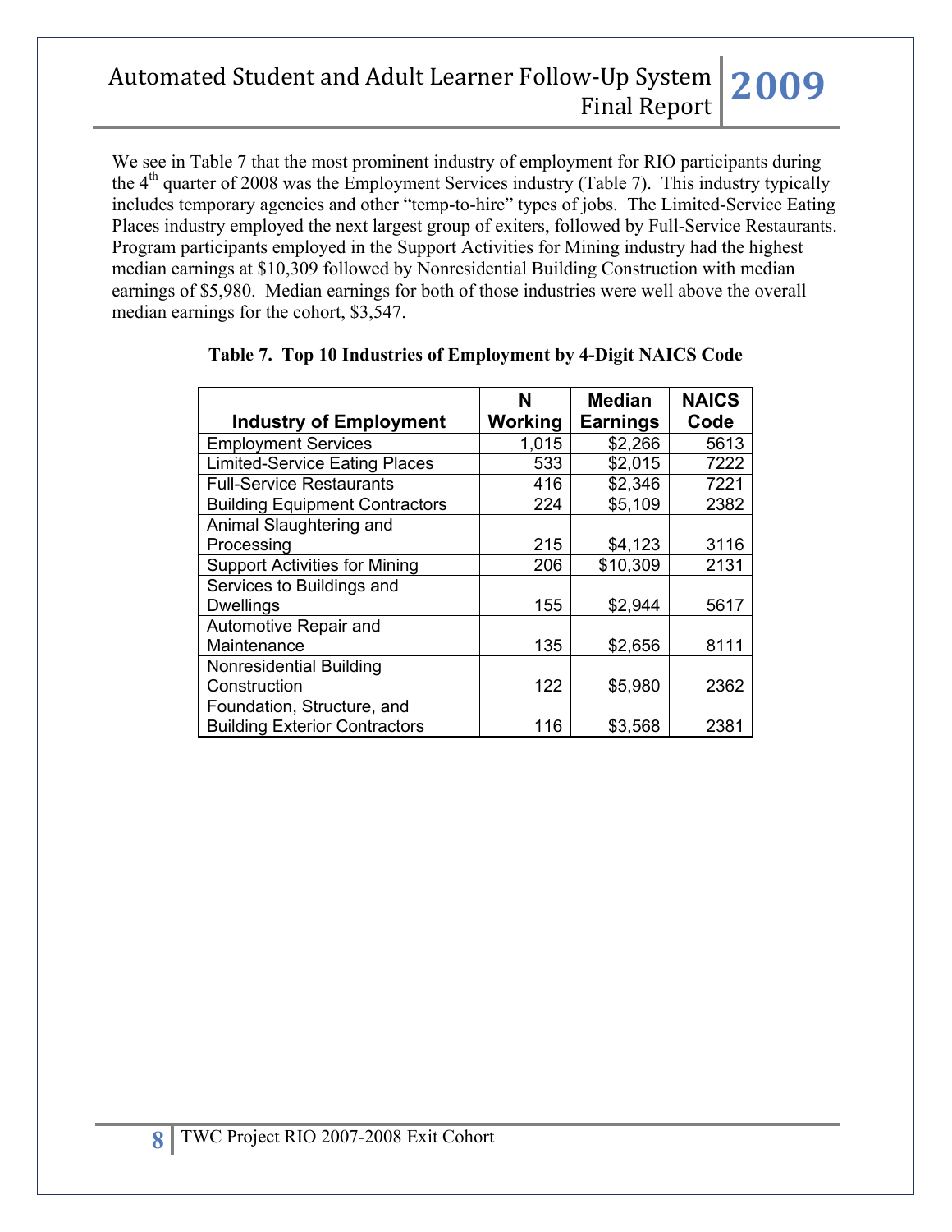We see in Table 7 that the most prominent industry of employment for RIO participants during the 4th quarter of 2008 was the Employment Services industry (Table 7). This industry typically includes temporary agencies and other "temp-to-hire" types of jobs. The Limited-Service Eating Places industry employed the next largest group of exiters, followed by Full-Service Restaurants. Program participants employed in the Support Activities for Mining industry had the highest median earnings at $10,309 followed by Nonresidential Building Construction with median earnings of $5,980. Median earnings for both of those industries were well above the overall median earnings for the cohort, $3,547.

**Table 7. Top 10 Industries of Employment by 4-Digit NAICS Code**

| Industry of Employment | N Working | Median Earnings | NAICS Code |
|---|---|---|---|
| Employment Services | 1,015 | $2,266 | 5613 |
| Limited-Service Eating Places | 533 | $2,015 | 7222 |
| Full-Service Restaurants | 416 | $2,346 | 7221 |
| Building Equipment Contractors | 224 | $5,109 | 2382 |
| Animal Slaughtering and Processing | 215 | $4,123 | 3116 |
| Support Activities for Mining | 206 | $10,309 | 2131 |
| Services to Buildings and Dwellings | 155 | $2,944 | 5617 |
| Automotive Repair and Maintenance | 135 | $2,656 | 8111 |
| Nonresidential Building Construction | 122 | $5,980 | 2362 |
| Foundation, Structure, and Building Exterior Contractors | 116 | $3,568 | 2381 |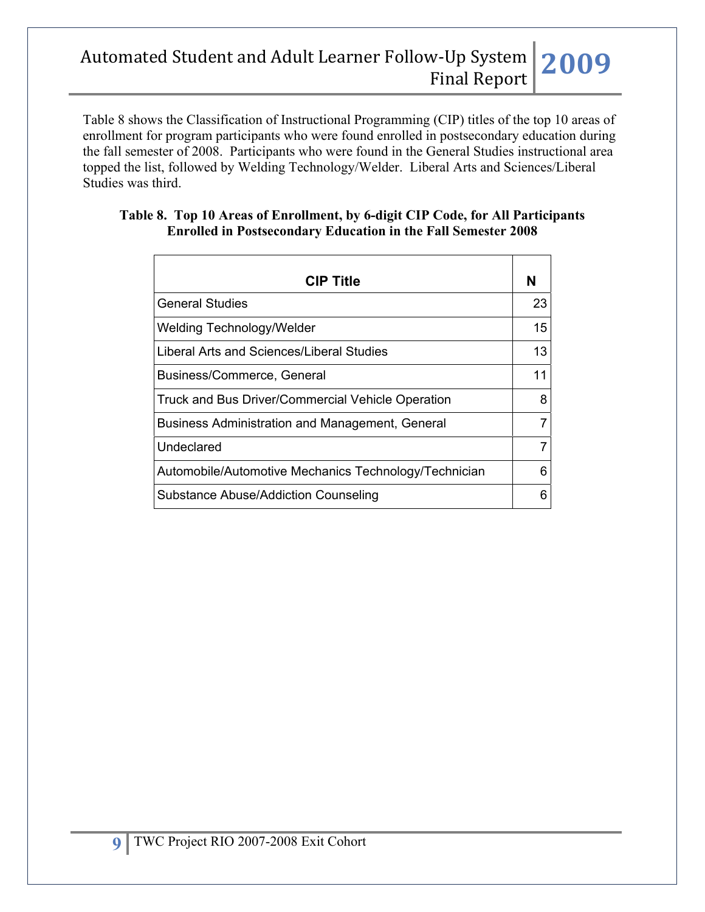Table 8 shows the Classification of Instructional Programming (CIP) titles of the top 10 areas of enrollment for program participants who were found enrolled in postsecondary education during the fall semester of 2008. Participants who were found in the General Studies instructional area topped the list, followed by Welding Technology/Welder. Liberal Arts and Sciences/Liberal Studies was third.

**Table 8. Top 10 Areas of Enrollment, by 6-digit CIP Code, for All Participants Enrolled in Postsecondary Education in the Fall Semester 2008**

| CIP Title | N |
|---|---|
| General Studies | 23 |
| Welding Technology/Welder | 15 |
| Liberal Arts and Sciences/Liberal Studies | 13 |
| Business/Commerce, General | 11 |
| Truck and Bus Driver/Commercial Vehicle Operation | 8 |
| Business Administration and Management, General | 7 |
| Undeclared | 7 |
| Automobile/Automotive Mechanics Technology/Technician | 6 |
| Substance Abuse/Addiction Counseling | 6 |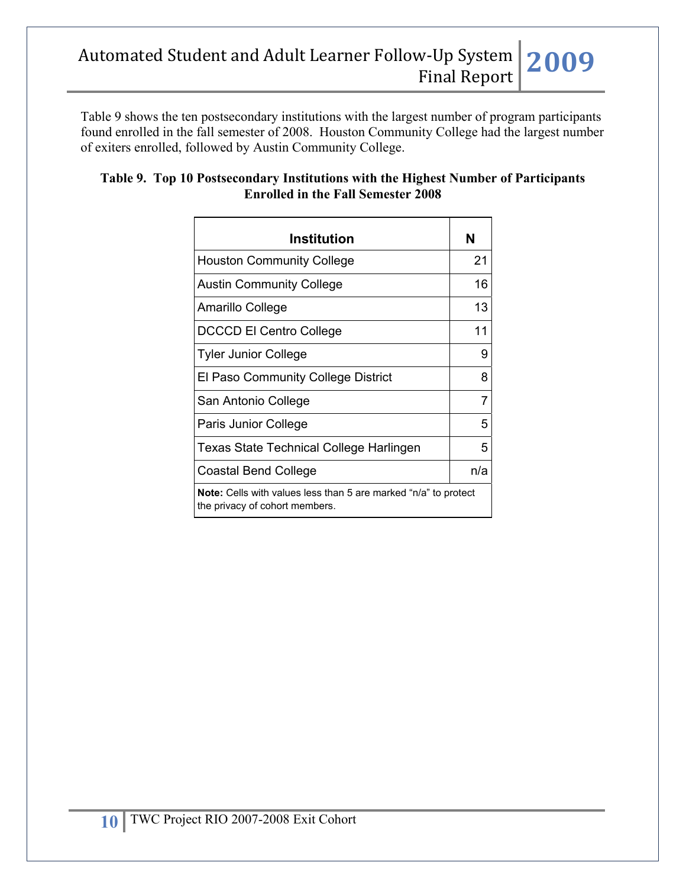Table 9 shows the ten postsecondary institutions with the largest number of program participants found enrolled in the fall semester of 2008. Houston Community College had the largest number of exiters enrolled, followed by Austin Community College.

**Table 9. Top 10 Postsecondary Institutions with the Highest Number of Participants Enrolled in the Fall Semester 2008**

| Institution | N |
|---|---|
| Houston Community College | 21 |
| Austin Community College | 16 |
| Amarillo College | 13 |
| DCCCD El Centro College | 11 |
| Tyler Junior College | 9 |
| El Paso Community College District | 8 |
| San Antonio College | 7 |
| Paris Junior College | 5 |
| Texas State Technical College Harlingen | 5 |
| Coastal Bend College | n/a |

**Note:** Cells with values less than 5 are marked “n/a” to protect the privacy of cohort members.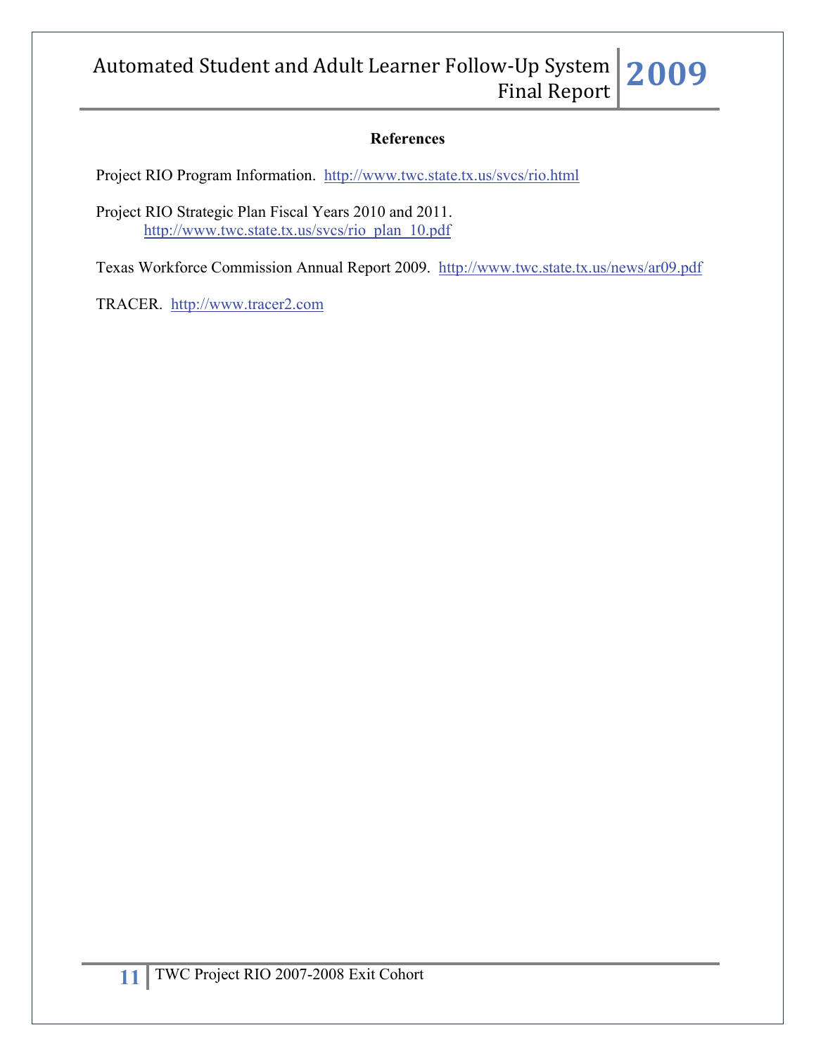## References

Project RIO Program Information. http://www.twc.state.tx.us/svcs/rio.html

Project RIO Strategic Plan Fiscal Years 2010 and 2011.
http://www.twc.state.tx.us/svcs/rio_plan_10.pdf

Texas Workforce Commission Annual Report 2009. http://www.twc.state.tx.us/news/ar09.pdf

TRACER. http://www.tracer2.com